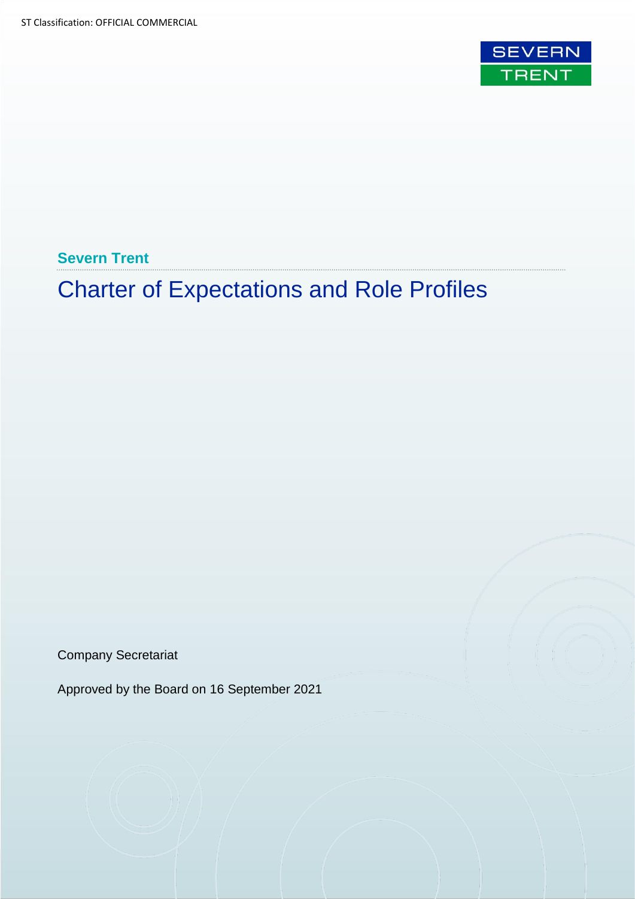ST Classification: OFFICIAL COMMERCIAL

SEVERN TRENT

**Severn Trent**

# Charter of Expectations and Role Profiles

Company Secretariat

Approved by the Board on 16 September 2021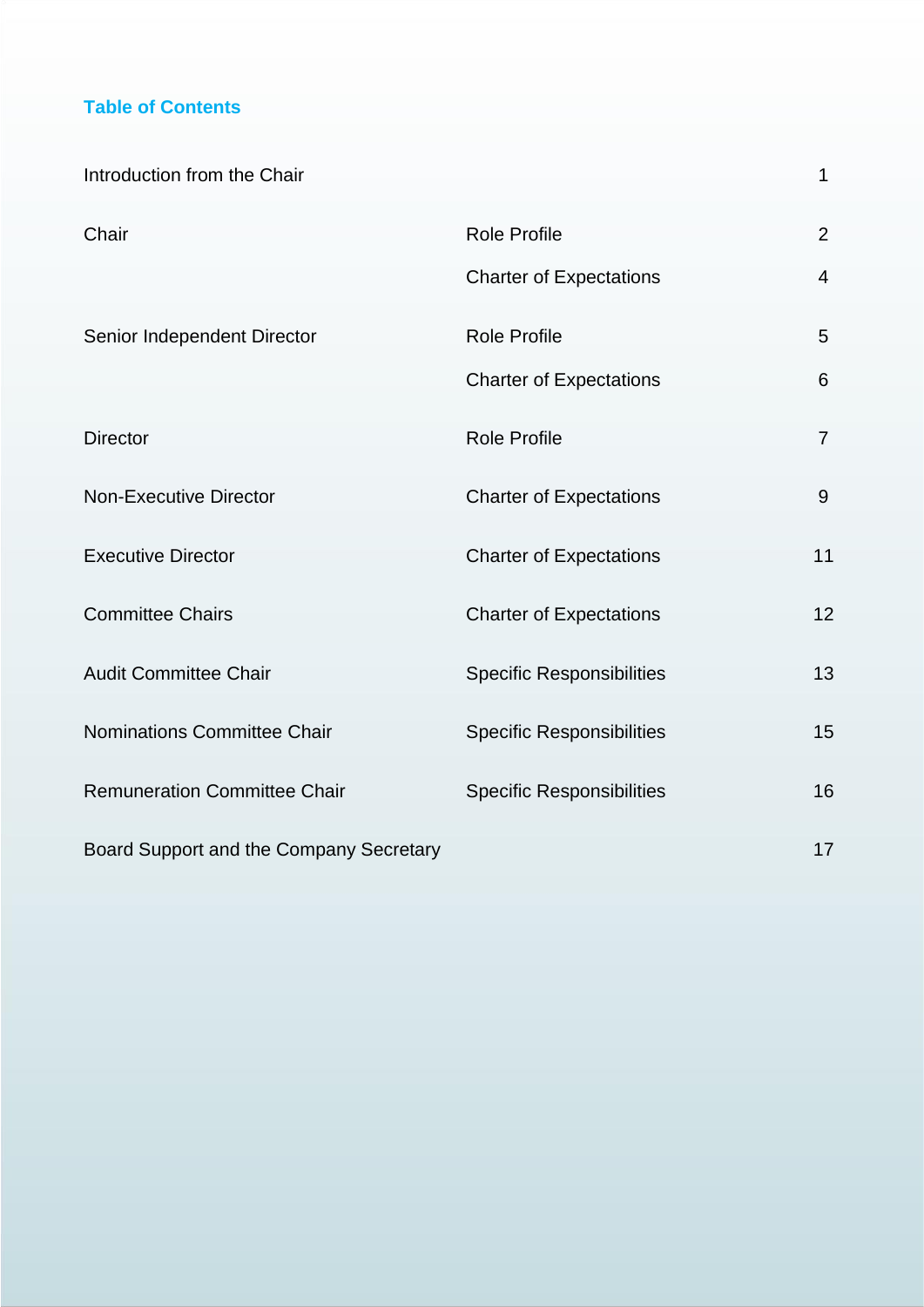## Table of Contents

| | | |
|---|---|---|
| Introduction from the Chair | | 1 |
| Chair | Role Profile | 2 |
| | Charter of Expectations | 4 |
| Senior Independent Director | Role Profile | 5 |
| | Charter of Expectations | 6 |
| Director | Role Profile | 7 |
| Non-Executive Director | Charter of Expectations | 9 |
| Executive Director | Charter of Expectations | 11 |
| Committee Chairs | Charter of Expectations | 12 |
| Audit Committee Chair | Specific Responsibilities | 13 |
| Nominations Committee Chair | Specific Responsibilities | 15 |
| Remuneration Committee Chair | Specific Responsibilities | 16 |
| Board Support and the Company Secretary | | 17 |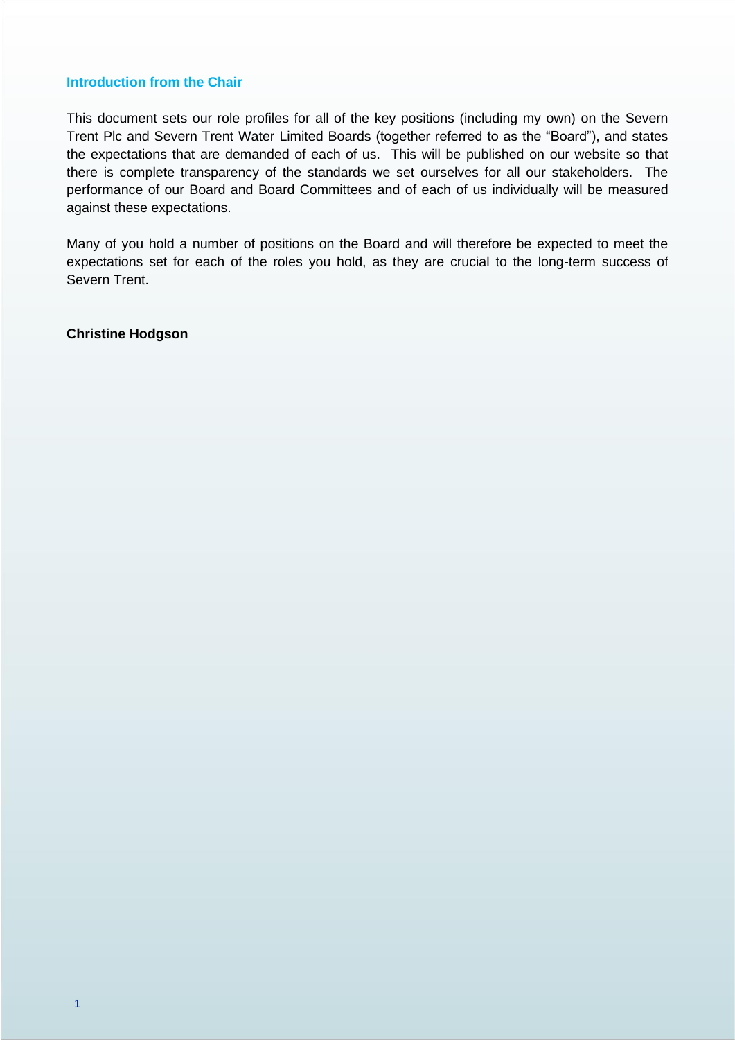## Introduction from the Chair

This document sets our role profiles for all of the key positions (including my own) on the Severn Trent Plc and Severn Trent Water Limited Boards (together referred to as the "Board"), and states the expectations that are demanded of each of us. This will be published on our website so that there is complete transparency of the standards we set ourselves for all our stakeholders. The performance of our Board and Board Committees and of each of us individually will be measured against these expectations.

Many of you hold a number of positions on the Board and will therefore be expected to meet the expectations set for each of the roles you hold, as they are crucial to the long-term success of Severn Trent.

**Christine Hodgson**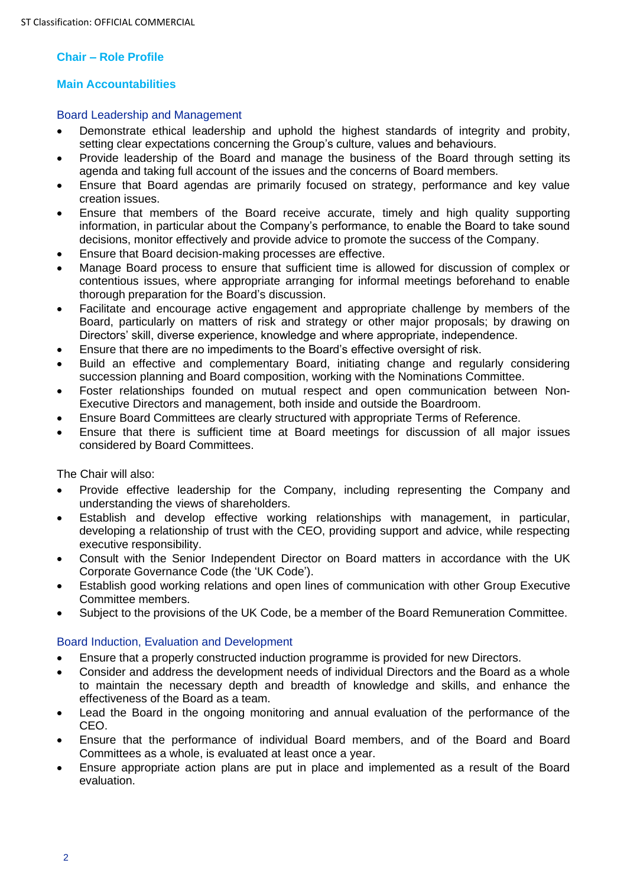## Chair – Role Profile

## Main Accountabilities

### Board Leadership and Management

- Demonstrate ethical leadership and uphold the highest standards of integrity and probity, setting clear expectations concerning the Group's culture, values and behaviours.
- Provide leadership of the Board and manage the business of the Board through setting its agenda and taking full account of the issues and the concerns of Board members.
- Ensure that Board agendas are primarily focused on strategy, performance and key value creation issues.
- Ensure that members of the Board receive accurate, timely and high quality supporting information, in particular about the Company's performance, to enable the Board to take sound decisions, monitor effectively and provide advice to promote the success of the Company.
- Ensure that Board decision-making processes are effective.
- Manage Board process to ensure that sufficient time is allowed for discussion of complex or contentious issues, where appropriate arranging for informal meetings beforehand to enable thorough preparation for the Board's discussion.
- Facilitate and encourage active engagement and appropriate challenge by members of the Board, particularly on matters of risk and strategy or other major proposals; by drawing on Directors' skill, diverse experience, knowledge and where appropriate, independence.
- Ensure that there are no impediments to the Board's effective oversight of risk.
- Build an effective and complementary Board, initiating change and regularly considering succession planning and Board composition, working with the Nominations Committee.
- Foster relationships founded on mutual respect and open communication between Non-Executive Directors and management, both inside and outside the Boardroom.
- Ensure Board Committees are clearly structured with appropriate Terms of Reference.
- Ensure that there is sufficient time at Board meetings for discussion of all major issues considered by Board Committees.

The Chair will also:

- Provide effective leadership for the Company, including representing the Company and understanding the views of shareholders.
- Establish and develop effective working relationships with management, in particular, developing a relationship of trust with the CEO, providing support and advice, while respecting executive responsibility.
- Consult with the Senior Independent Director on Board matters in accordance with the UK Corporate Governance Code (the 'UK Code').
- Establish good working relations and open lines of communication with other Group Executive Committee members.
- Subject to the provisions of the UK Code, be a member of the Board Remuneration Committee.

### Board Induction, Evaluation and Development

- Ensure that a properly constructed induction programme is provided for new Directors.
- Consider and address the development needs of individual Directors and the Board as a whole to maintain the necessary depth and breadth of knowledge and skills, and enhance the effectiveness of the Board as a team.
- Lead the Board in the ongoing monitoring and annual evaluation of the performance of the CEO.
- Ensure that the performance of individual Board members, and of the Board and Board Committees as a whole, is evaluated at least once a year.
- Ensure appropriate action plans are put in place and implemented as a result of the Board evaluation.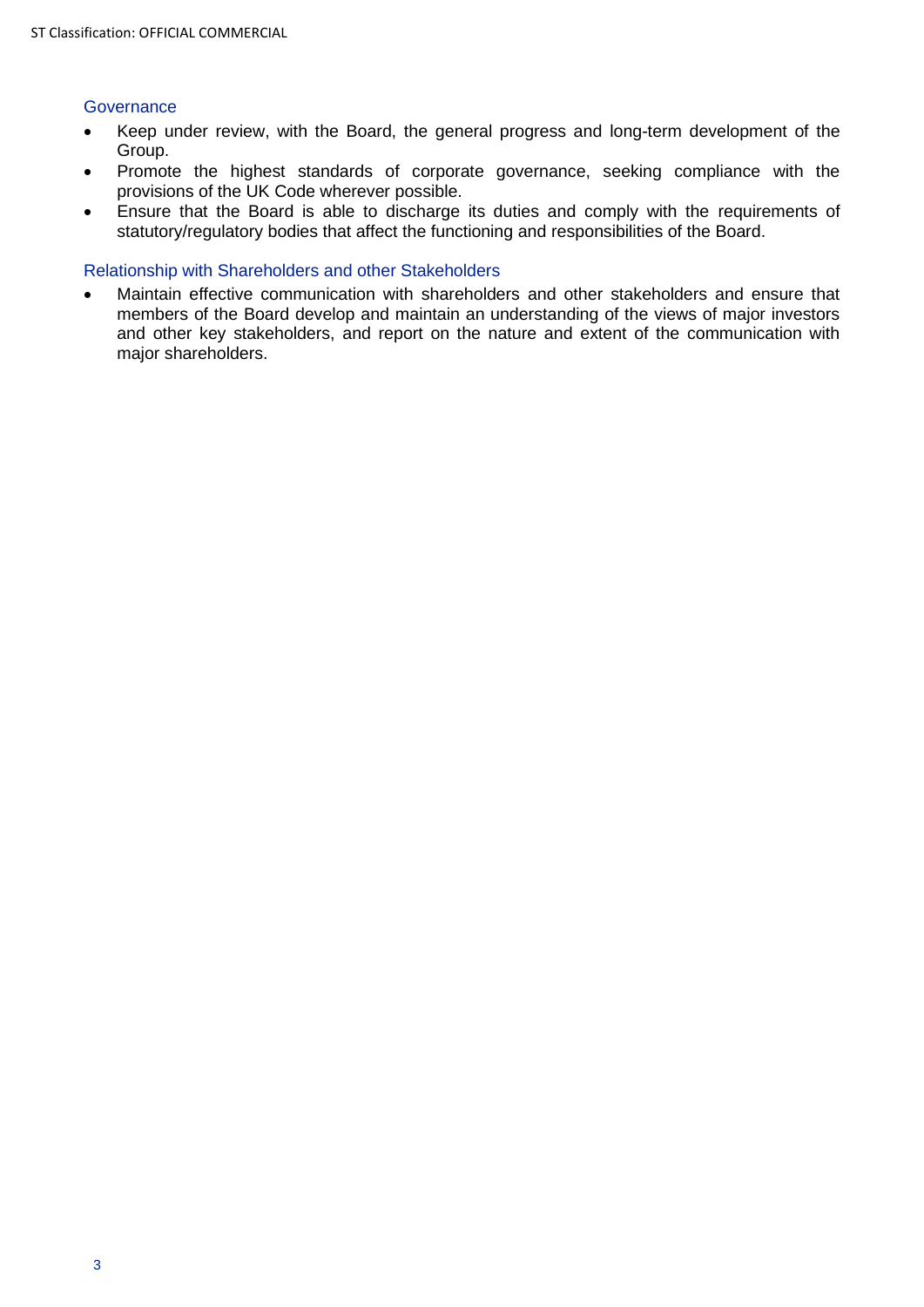### Governance

- Keep under review, with the Board, the general progress and long-term development of the Group.
- Promote the highest standards of corporate governance, seeking compliance with the provisions of the UK Code wherever possible.
- Ensure that the Board is able to discharge its duties and comply with the requirements of statutory/regulatory bodies that affect the functioning and responsibilities of the Board.

### Relationship with Shareholders and other Stakeholders

- Maintain effective communication with shareholders and other stakeholders and ensure that members of the Board develop and maintain an understanding of the views of major investors and other key stakeholders, and report on the nature and extent of the communication with major shareholders.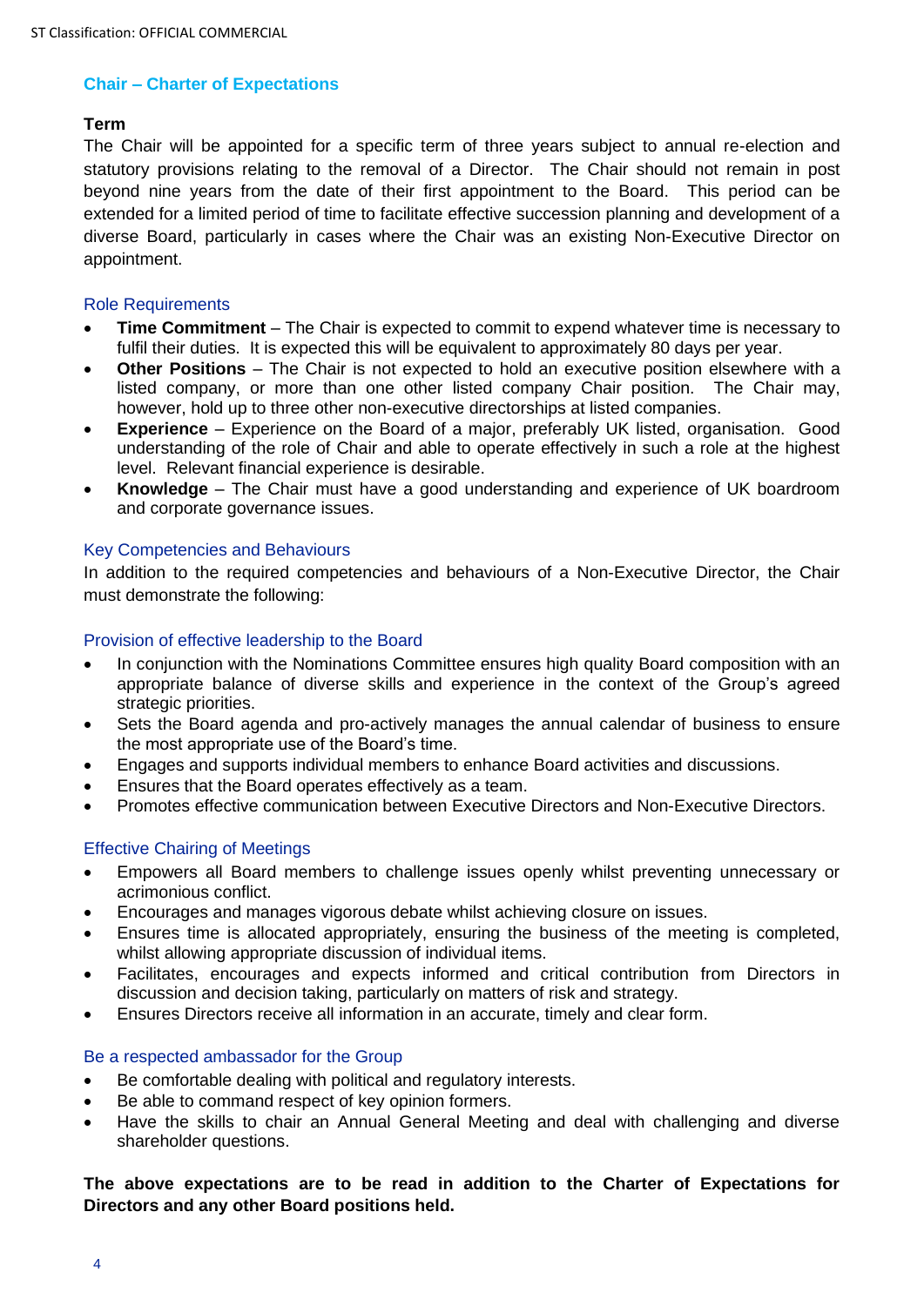## Chair – Charter of Expectations

### Term

The Chair will be appointed for a specific term of three years subject to annual re-election and statutory provisions relating to the removal of a Director. The Chair should not remain in post beyond nine years from the date of their first appointment to the Board. This period can be extended for a limited period of time to facilitate effective succession planning and development of a diverse Board, particularly in cases where the Chair was an existing Non-Executive Director on appointment.

### Role Requirements

- **Time Commitment** – The Chair is expected to commit to expend whatever time is necessary to fulfil their duties. It is expected this will be equivalent to approximately 80 days per year.
- **Other Positions** – The Chair is not expected to hold an executive position elsewhere with a listed company, or more than one other listed company Chair position. The Chair may, however, hold up to three other non-executive directorships at listed companies.
- **Experience** – Experience on the Board of a major, preferably UK listed, organisation. Good understanding of the role of Chair and able to operate effectively in such a role at the highest level. Relevant financial experience is desirable.
- **Knowledge** – The Chair must have a good understanding and experience of UK boardroom and corporate governance issues.

### Key Competencies and Behaviours

In addition to the required competencies and behaviours of a Non-Executive Director, the Chair must demonstrate the following:

### Provision of effective leadership to the Board

- In conjunction with the Nominations Committee ensures high quality Board composition with an appropriate balance of diverse skills and experience in the context of the Group's agreed strategic priorities.
- Sets the Board agenda and pro-actively manages the annual calendar of business to ensure the most appropriate use of the Board's time.
- Engages and supports individual members to enhance Board activities and discussions.
- Ensures that the Board operates effectively as a team.
- Promotes effective communication between Executive Directors and Non-Executive Directors.

### Effective Chairing of Meetings

- Empowers all Board members to challenge issues openly whilst preventing unnecessary or acrimonious conflict.
- Encourages and manages vigorous debate whilst achieving closure on issues.
- Ensures time is allocated appropriately, ensuring the business of the meeting is completed, whilst allowing appropriate discussion of individual items.
- Facilitates, encourages and expects informed and critical contribution from Directors in discussion and decision taking, particularly on matters of risk and strategy.
- Ensures Directors receive all information in an accurate, timely and clear form.

### Be a respected ambassador for the Group

- Be comfortable dealing with political and regulatory interests.
- Be able to command respect of key opinion formers.
- Have the skills to chair an Annual General Meeting and deal with challenging and diverse shareholder questions.

**The above expectations are to be read in addition to the Charter of Expectations for Directors and any other Board positions held.**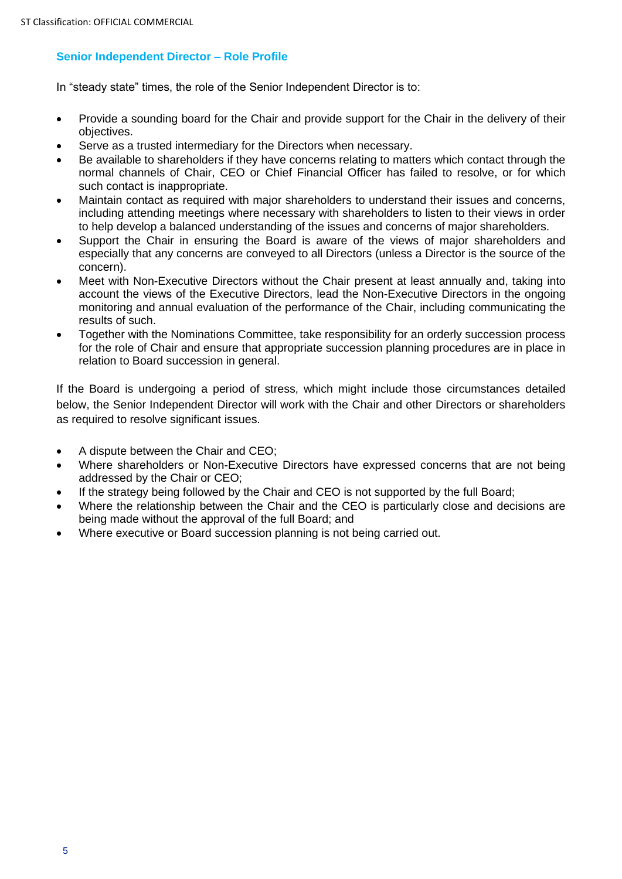## Senior Independent Director – Role Profile

In "steady state" times, the role of the Senior Independent Director is to:

- Provide a sounding board for the Chair and provide support for the Chair in the delivery of their objectives.
- Serve as a trusted intermediary for the Directors when necessary.
- Be available to shareholders if they have concerns relating to matters which contact through the normal channels of Chair, CEO or Chief Financial Officer has failed to resolve, or for which such contact is inappropriate.
- Maintain contact as required with major shareholders to understand their issues and concerns, including attending meetings where necessary with shareholders to listen to their views in order to help develop a balanced understanding of the issues and concerns of major shareholders.
- Support the Chair in ensuring the Board is aware of the views of major shareholders and especially that any concerns are conveyed to all Directors (unless a Director is the source of the concern).
- Meet with Non-Executive Directors without the Chair present at least annually and, taking into account the views of the Executive Directors, lead the Non-Executive Directors in the ongoing monitoring and annual evaluation of the performance of the Chair, including communicating the results of such.
- Together with the Nominations Committee, take responsibility for an orderly succession process for the role of Chair and ensure that appropriate succession planning procedures are in place in relation to Board succession in general.

If the Board is undergoing a period of stress, which might include those circumstances detailed below, the Senior Independent Director will work with the Chair and other Directors or shareholders as required to resolve significant issues.

- A dispute between the Chair and CEO;
- Where shareholders or Non-Executive Directors have expressed concerns that are not being addressed by the Chair or CEO;
- If the strategy being followed by the Chair and CEO is not supported by the full Board;
- Where the relationship between the Chair and the CEO is particularly close and decisions are being made without the approval of the full Board; and
- Where executive or Board succession planning is not being carried out.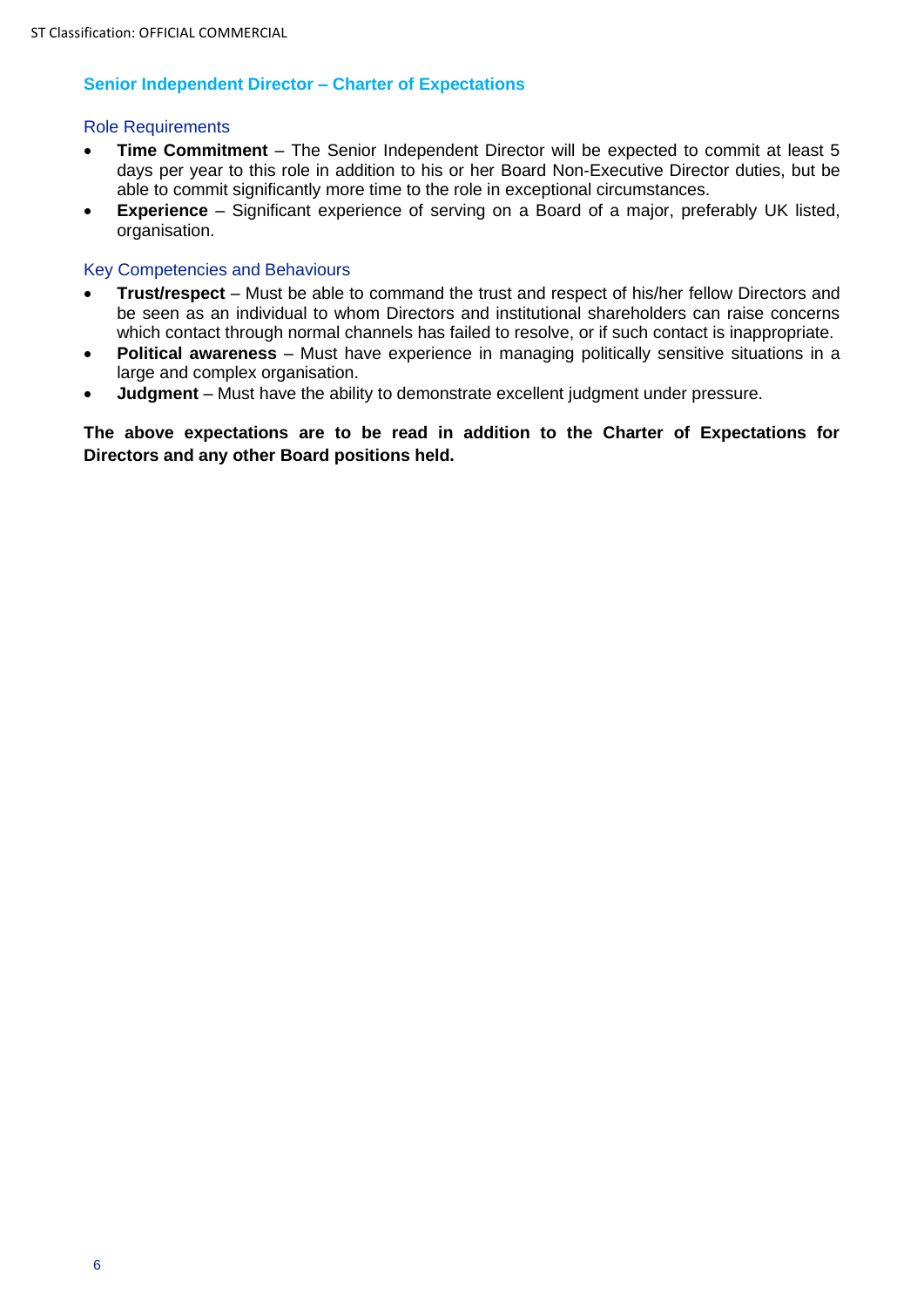## Senior Independent Director – Charter of Expectations

### Role Requirements

- **Time Commitment** – The Senior Independent Director will be expected to commit at least 5 days per year to this role in addition to his or her Board Non-Executive Director duties, but be able to commit significantly more time to the role in exceptional circumstances.
- **Experience** – Significant experience of serving on a Board of a major, preferably UK listed, organisation.

### Key Competencies and Behaviours

- **Trust/respect** – Must be able to command the trust and respect of his/her fellow Directors and be seen as an individual to whom Directors and institutional shareholders can raise concerns which contact through normal channels has failed to resolve, or if such contact is inappropriate.
- **Political awareness** – Must have experience in managing politically sensitive situations in a large and complex organisation.
- **Judgment** – Must have the ability to demonstrate excellent judgment under pressure.

**The above expectations are to be read in addition to the Charter of Expectations for Directors and any other Board positions held.**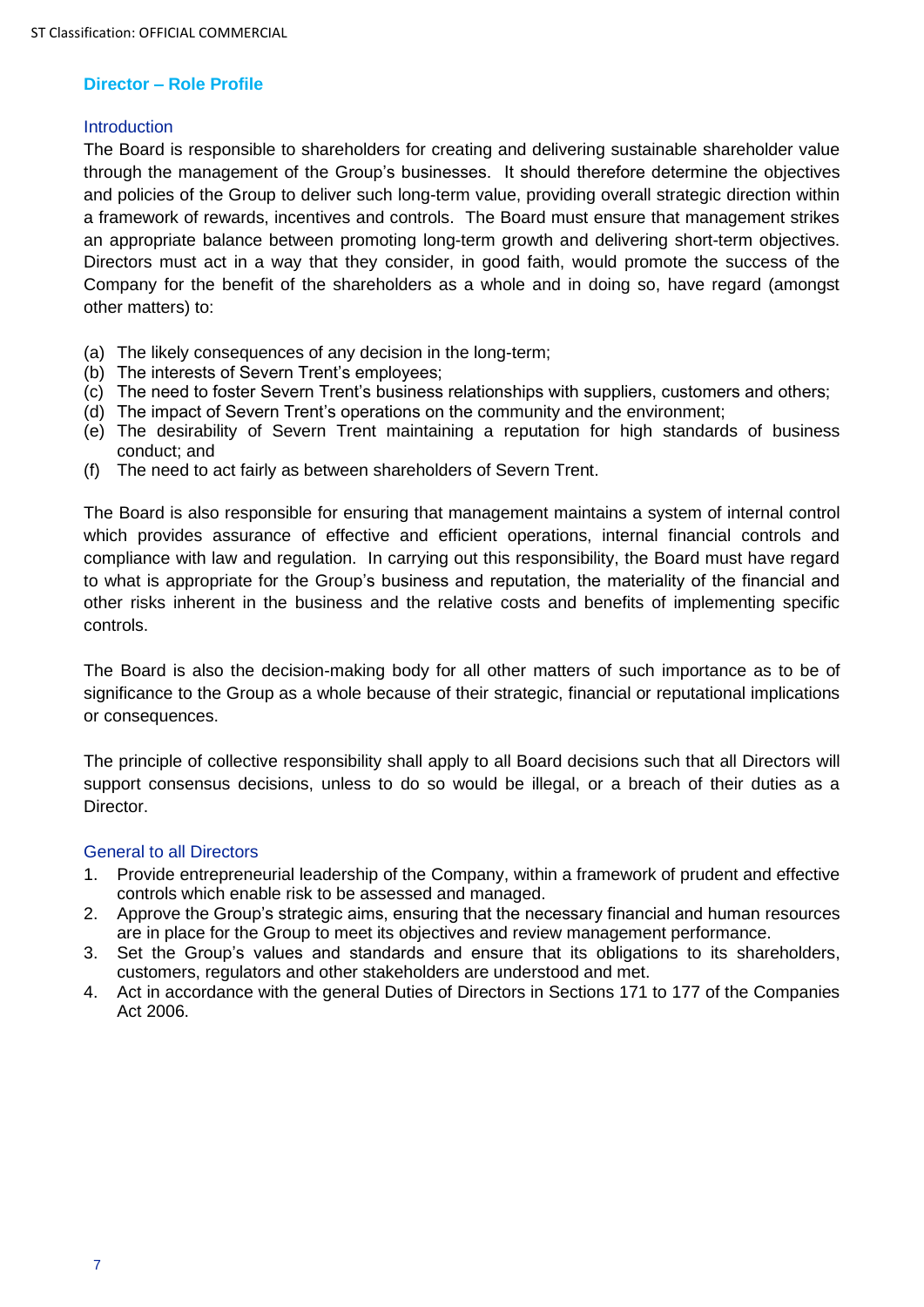## Director – Role Profile

### Introduction

The Board is responsible to shareholders for creating and delivering sustainable shareholder value through the management of the Group's businesses. It should therefore determine the objectives and policies of the Group to deliver such long-term value, providing overall strategic direction within a framework of rewards, incentives and controls. The Board must ensure that management strikes an appropriate balance between promoting long-term growth and delivering short-term objectives. Directors must act in a way that they consider, in good faith, would promote the success of the Company for the benefit of the shareholders as a whole and in doing so, have regard (amongst other matters) to:

(a) The likely consequences of any decision in the long-term;
(b) The interests of Severn Trent's employees;
(c) The need to foster Severn Trent's business relationships with suppliers, customers and others;
(d) The impact of Severn Trent's operations on the community and the environment;
(e) The desirability of Severn Trent maintaining a reputation for high standards of business conduct; and
(f) The need to act fairly as between shareholders of Severn Trent.

The Board is also responsible for ensuring that management maintains a system of internal control which provides assurance of effective and efficient operations, internal financial controls and compliance with law and regulation. In carrying out this responsibility, the Board must have regard to what is appropriate for the Group's business and reputation, the materiality of the financial and other risks inherent in the business and the relative costs and benefits of implementing specific controls.

The Board is also the decision-making body for all other matters of such importance as to be of significance to the Group as a whole because of their strategic, financial or reputational implications or consequences.

The principle of collective responsibility shall apply to all Board decisions such that all Directors will support consensus decisions, unless to do so would be illegal, or a breach of their duties as a Director.

### General to all Directors

1. Provide entrepreneurial leadership of the Company, within a framework of prudent and effective controls which enable risk to be assessed and managed.
2. Approve the Group's strategic aims, ensuring that the necessary financial and human resources are in place for the Group to meet its objectives and review management performance.
3. Set the Group's values and standards and ensure that its obligations to its shareholders, customers, regulators and other stakeholders are understood and met.
4. Act in accordance with the general Duties of Directors in Sections 171 to 177 of the Companies Act 2006.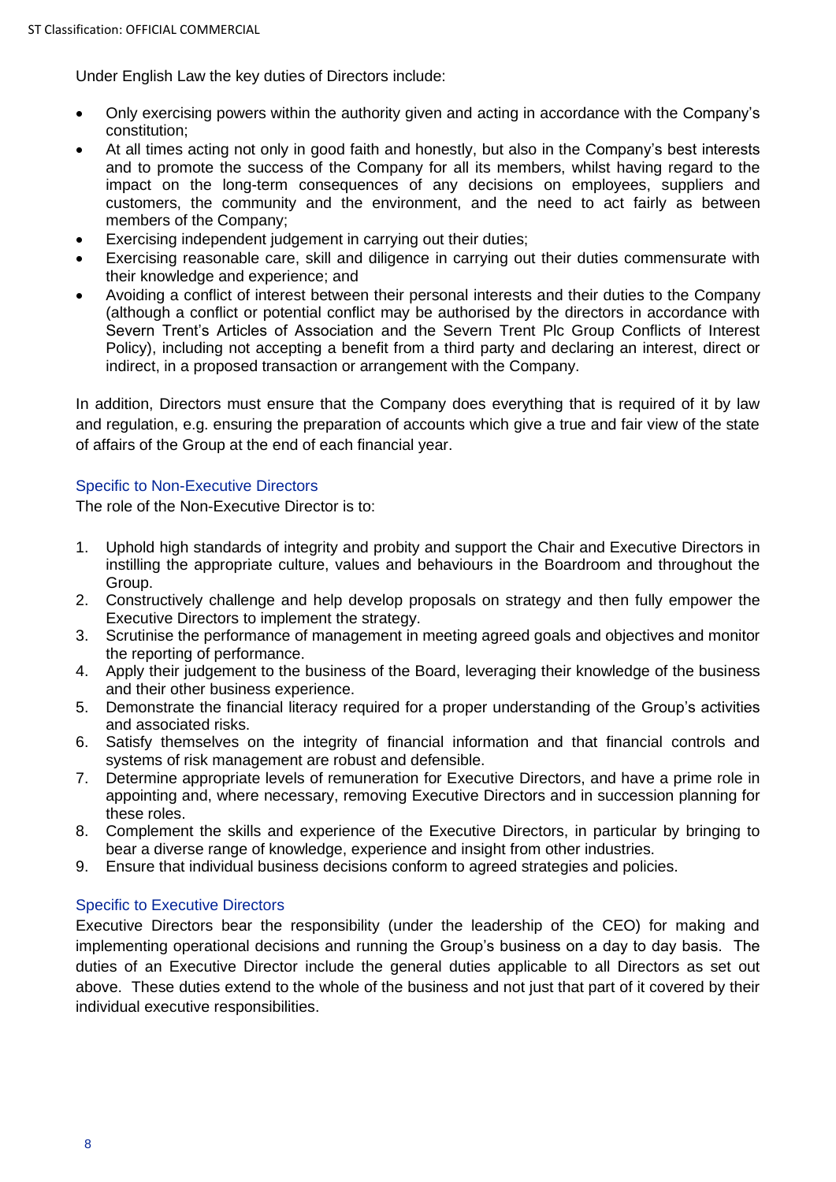Under English Law the key duties of Directors include:

- Only exercising powers within the authority given and acting in accordance with the Company's constitution;
- At all times acting not only in good faith and honestly, but also in the Company's best interests and to promote the success of the Company for all its members, whilst having regard to the impact on the long-term consequences of any decisions on employees, suppliers and customers, the community and the environment, and the need to act fairly as between members of the Company;
- Exercising independent judgement in carrying out their duties;
- Exercising reasonable care, skill and diligence in carrying out their duties commensurate with their knowledge and experience; and
- Avoiding a conflict of interest between their personal interests and their duties to the Company (although a conflict or potential conflict may be authorised by the directors in accordance with Severn Trent's Articles of Association and the Severn Trent Plc Group Conflicts of Interest Policy), including not accepting a benefit from a third party and declaring an interest, direct or indirect, in a proposed transaction or arrangement with the Company.

In addition, Directors must ensure that the Company does everything that is required of it by law and regulation, e.g. ensuring the preparation of accounts which give a true and fair view of the state of affairs of the Group at the end of each financial year.

### Specific to Non-Executive Directors

The role of the Non-Executive Director is to:

1. Uphold high standards of integrity and probity and support the Chair and Executive Directors in instilling the appropriate culture, values and behaviours in the Boardroom and throughout the Group.
2. Constructively challenge and help develop proposals on strategy and then fully empower the Executive Directors to implement the strategy.
3. Scrutinise the performance of management in meeting agreed goals and objectives and monitor the reporting of performance.
4. Apply their judgement to the business of the Board, leveraging their knowledge of the business and their other business experience.
5. Demonstrate the financial literacy required for a proper understanding of the Group's activities and associated risks.
6. Satisfy themselves on the integrity of financial information and that financial controls and systems of risk management are robust and defensible.
7. Determine appropriate levels of remuneration for Executive Directors, and have a prime role in appointing and, where necessary, removing Executive Directors and in succession planning for these roles.
8. Complement the skills and experience of the Executive Directors, in particular by bringing to bear a diverse range of knowledge, experience and insight from other industries.
9. Ensure that individual business decisions conform to agreed strategies and policies.

### Specific to Executive Directors

Executive Directors bear the responsibility (under the leadership of the CEO) for making and implementing operational decisions and running the Group's business on a day to day basis. The duties of an Executive Director include the general duties applicable to all Directors as set out above. These duties extend to the whole of the business and not just that part of it covered by their individual executive responsibilities.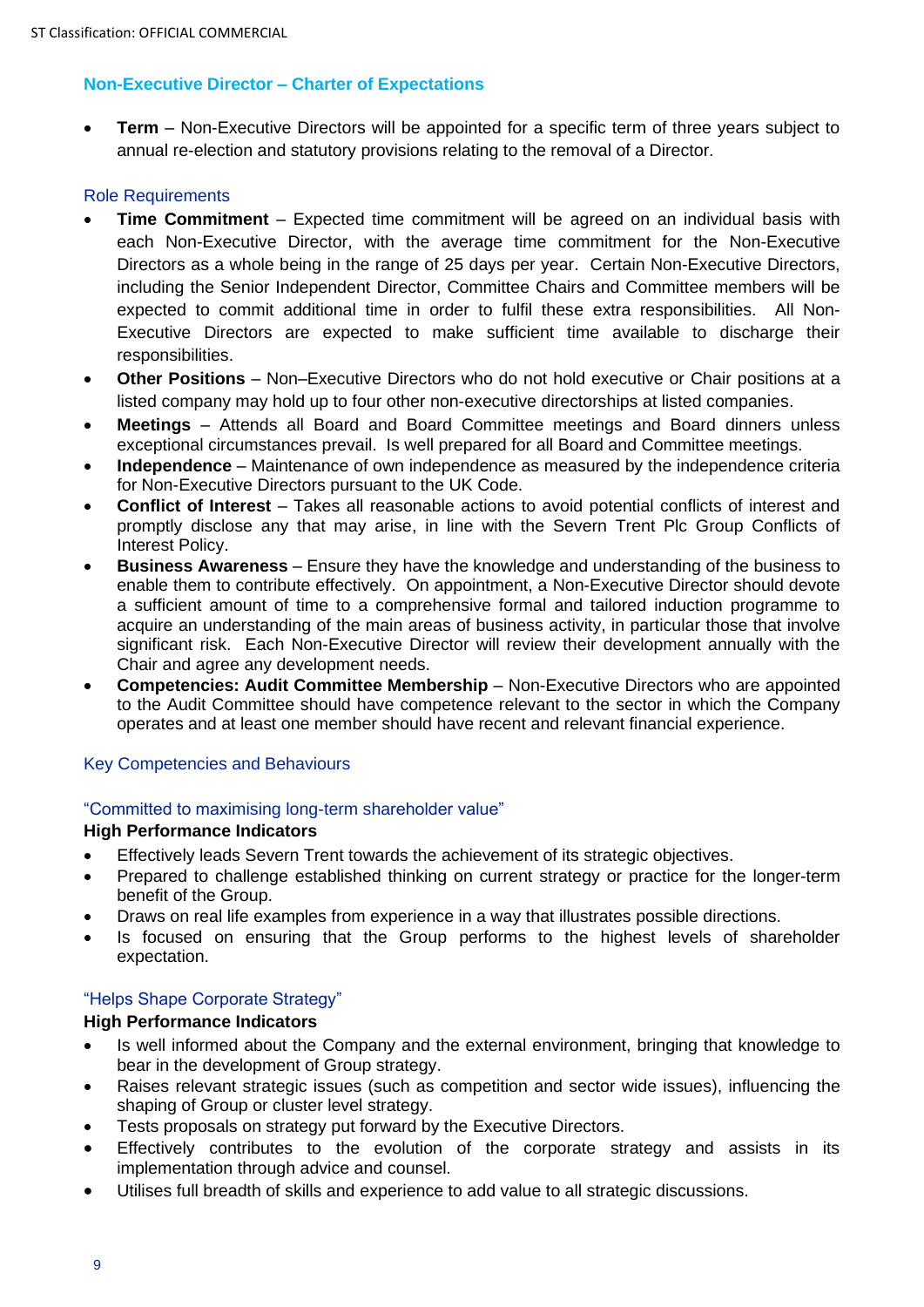## Non-Executive Director – Charter of Expectations

- **Term** – Non-Executive Directors will be appointed for a specific term of three years subject to annual re-election and statutory provisions relating to the removal of a Director.

### Role Requirements

- **Time Commitment** – Expected time commitment will be agreed on an individual basis with each Non-Executive Director, with the average time commitment for the Non-Executive Directors as a whole being in the range of 25 days per year. Certain Non-Executive Directors, including the Senior Independent Director, Committee Chairs and Committee members will be expected to commit additional time in order to fulfil these extra responsibilities. All Non-Executive Directors are expected to make sufficient time available to discharge their responsibilities.
- **Other Positions** – Non–Executive Directors who do not hold executive or Chair positions at a listed company may hold up to four other non-executive directorships at listed companies.
- **Meetings** – Attends all Board and Board Committee meetings and Board dinners unless exceptional circumstances prevail. Is well prepared for all Board and Committee meetings.
- **Independence** – Maintenance of own independence as measured by the independence criteria for Non-Executive Directors pursuant to the UK Code.
- **Conflict of Interest** – Takes all reasonable actions to avoid potential conflicts of interest and promptly disclose any that may arise, in line with the Severn Trent Plc Group Conflicts of Interest Policy.
- **Business Awareness** – Ensure they have the knowledge and understanding of the business to enable them to contribute effectively. On appointment, a Non-Executive Director should devote a sufficient amount of time to a comprehensive formal and tailored induction programme to acquire an understanding of the main areas of business activity, in particular those that involve significant risk. Each Non-Executive Director will review their development annually with the Chair and agree any development needs.
- **Competencies: Audit Committee Membership** – Non-Executive Directors who are appointed to the Audit Committee should have competence relevant to the sector in which the Company operates and at least one member should have recent and relevant financial experience.

### Key Competencies and Behaviours

#### "Committed to maximising long-term shareholder value"

**High Performance Indicators**

- Effectively leads Severn Trent towards the achievement of its strategic objectives.
- Prepared to challenge established thinking on current strategy or practice for the longer-term benefit of the Group.
- Draws on real life examples from experience in a way that illustrates possible directions.
- Is focused on ensuring that the Group performs to the highest levels of shareholder expectation.

#### "Helps Shape Corporate Strategy"

**High Performance Indicators**

- Is well informed about the Company and the external environment, bringing that knowledge to bear in the development of Group strategy.
- Raises relevant strategic issues (such as competition and sector wide issues), influencing the shaping of Group or cluster level strategy.
- Tests proposals on strategy put forward by the Executive Directors.
- Effectively contributes to the evolution of the corporate strategy and assists in its implementation through advice and counsel.
- Utilises full breadth of skills and experience to add value to all strategic discussions.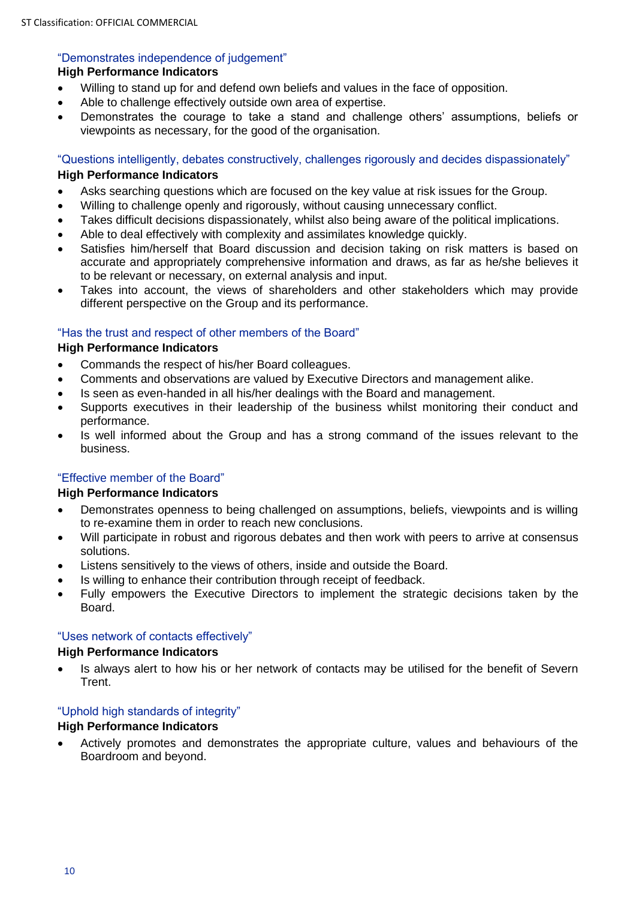### "Demonstrates independence of judgement"

**High Performance Indicators**

- Willing to stand up for and defend own beliefs and values in the face of opposition.
- Able to challenge effectively outside own area of expertise.
- Demonstrates the courage to take a stand and challenge others' assumptions, beliefs or viewpoints as necessary, for the good of the organisation.

### "Questions intelligently, debates constructively, challenges rigorously and decides dispassionately"

**High Performance Indicators**

- Asks searching questions which are focused on the key value at risk issues for the Group.
- Willing to challenge openly and rigorously, without causing unnecessary conflict.
- Takes difficult decisions dispassionately, whilst also being aware of the political implications.
- Able to deal effectively with complexity and assimilates knowledge quickly.
- Satisfies him/herself that Board discussion and decision taking on risk matters is based on accurate and appropriately comprehensive information and draws, as far as he/she believes it to be relevant or necessary, on external analysis and input.
- Takes into account, the views of shareholders and other stakeholders which may provide different perspective on the Group and its performance.

### "Has the trust and respect of other members of the Board"

**High Performance Indicators**

- Commands the respect of his/her Board colleagues.
- Comments and observations are valued by Executive Directors and management alike.
- Is seen as even-handed in all his/her dealings with the Board and management.
- Supports executives in their leadership of the business whilst monitoring their conduct and performance.
- Is well informed about the Group and has a strong command of the issues relevant to the business.

### "Effective member of the Board"

**High Performance Indicators**

- Demonstrates openness to being challenged on assumptions, beliefs, viewpoints and is willing to re-examine them in order to reach new conclusions.
- Will participate in robust and rigorous debates and then work with peers to arrive at consensus solutions.
- Listens sensitively to the views of others, inside and outside the Board.
- Is willing to enhance their contribution through receipt of feedback.
- Fully empowers the Executive Directors to implement the strategic decisions taken by the Board.

### "Uses network of contacts effectively"

**High Performance Indicators**

- Is always alert to how his or her network of contacts may be utilised for the benefit of Severn Trent.

### "Uphold high standards of integrity"

**High Performance Indicators**

- Actively promotes and demonstrates the appropriate culture, values and behaviours of the Boardroom and beyond.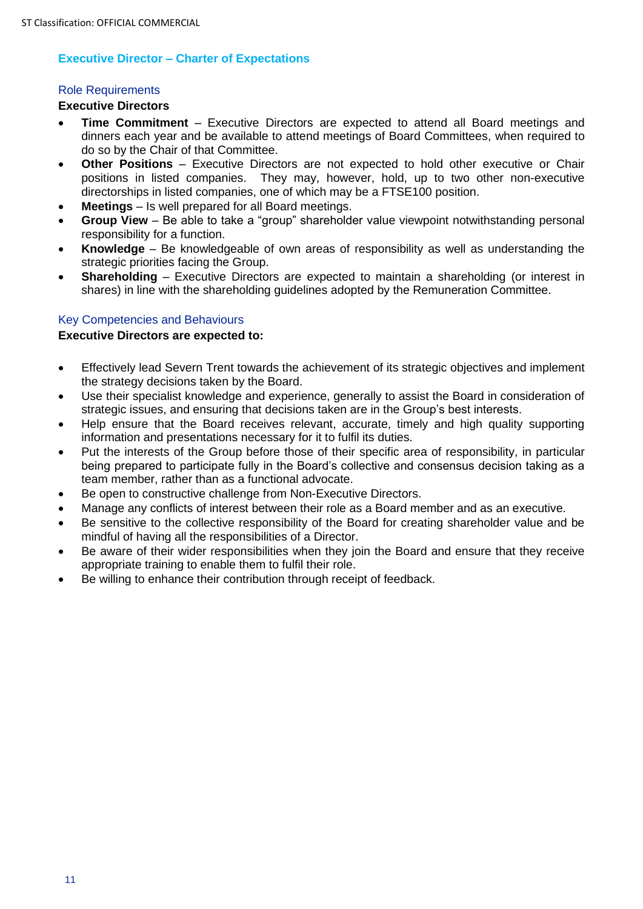## Executive Director – Charter of Expectations

### Role Requirements

**Executive Directors**

- **Time Commitment** – Executive Directors are expected to attend all Board meetings and dinners each year and be available to attend meetings of Board Committees, when required to do so by the Chair of that Committee.
- **Other Positions** – Executive Directors are not expected to hold other executive or Chair positions in listed companies. They may, however, hold, up to two other non-executive directorships in listed companies, one of which may be a FTSE100 position.
- **Meetings** – Is well prepared for all Board meetings.
- **Group View** – Be able to take a "group" shareholder value viewpoint notwithstanding personal responsibility for a function.
- **Knowledge** – Be knowledgeable of own areas of responsibility as well as understanding the strategic priorities facing the Group.
- **Shareholding** – Executive Directors are expected to maintain a shareholding (or interest in shares) in line with the shareholding guidelines adopted by the Remuneration Committee.

### Key Competencies and Behaviours

**Executive Directors are expected to:**

- Effectively lead Severn Trent towards the achievement of its strategic objectives and implement the strategy decisions taken by the Board.
- Use their specialist knowledge and experience, generally to assist the Board in consideration of strategic issues, and ensuring that decisions taken are in the Group's best interests.
- Help ensure that the Board receives relevant, accurate, timely and high quality supporting information and presentations necessary for it to fulfil its duties.
- Put the interests of the Group before those of their specific area of responsibility, in particular being prepared to participate fully in the Board's collective and consensus decision taking as a team member, rather than as a functional advocate.
- Be open to constructive challenge from Non-Executive Directors.
- Manage any conflicts of interest between their role as a Board member and as an executive.
- Be sensitive to the collective responsibility of the Board for creating shareholder value and be mindful of having all the responsibilities of a Director.
- Be aware of their wider responsibilities when they join the Board and ensure that they receive appropriate training to enable them to fulfil their role.
- Be willing to enhance their contribution through receipt of feedback.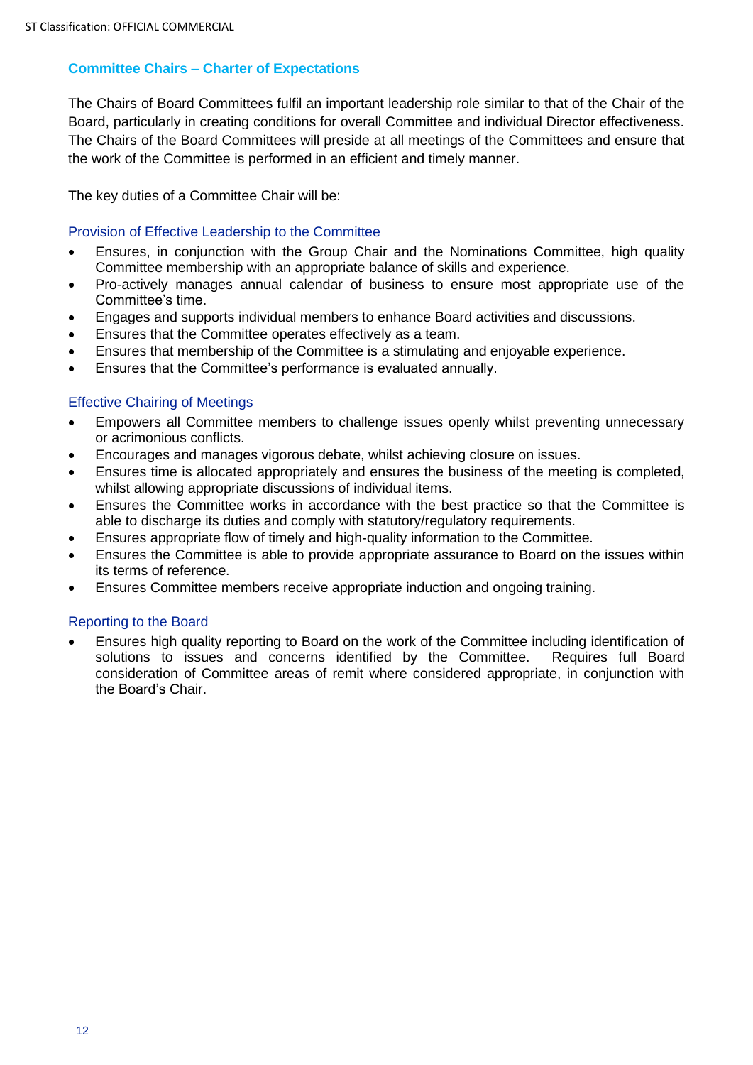## Committee Chairs – Charter of Expectations

The Chairs of Board Committees fulfil an important leadership role similar to that of the Chair of the Board, particularly in creating conditions for overall Committee and individual Director effectiveness. The Chairs of the Board Committees will preside at all meetings of the Committees and ensure that the work of the Committee is performed in an efficient and timely manner.

The key duties of a Committee Chair will be:

### Provision of Effective Leadership to the Committee

- Ensures, in conjunction with the Group Chair and the Nominations Committee, high quality Committee membership with an appropriate balance of skills and experience.
- Pro-actively manages annual calendar of business to ensure most appropriate use of the Committee's time.
- Engages and supports individual members to enhance Board activities and discussions.
- Ensures that the Committee operates effectively as a team.
- Ensures that membership of the Committee is a stimulating and enjoyable experience.
- Ensures that the Committee's performance is evaluated annually.

### Effective Chairing of Meetings

- Empowers all Committee members to challenge issues openly whilst preventing unnecessary or acrimonious conflicts.
- Encourages and manages vigorous debate, whilst achieving closure on issues.
- Ensures time is allocated appropriately and ensures the business of the meeting is completed, whilst allowing appropriate discussions of individual items.
- Ensures the Committee works in accordance with the best practice so that the Committee is able to discharge its duties and comply with statutory/regulatory requirements.
- Ensures appropriate flow of timely and high-quality information to the Committee.
- Ensures the Committee is able to provide appropriate assurance to Board on the issues within its terms of reference.
- Ensures Committee members receive appropriate induction and ongoing training.

### Reporting to the Board

- Ensures high quality reporting to Board on the work of the Committee including identification of solutions to issues and concerns identified by the Committee. Requires full Board consideration of Committee areas of remit where considered appropriate, in conjunction with the Board's Chair.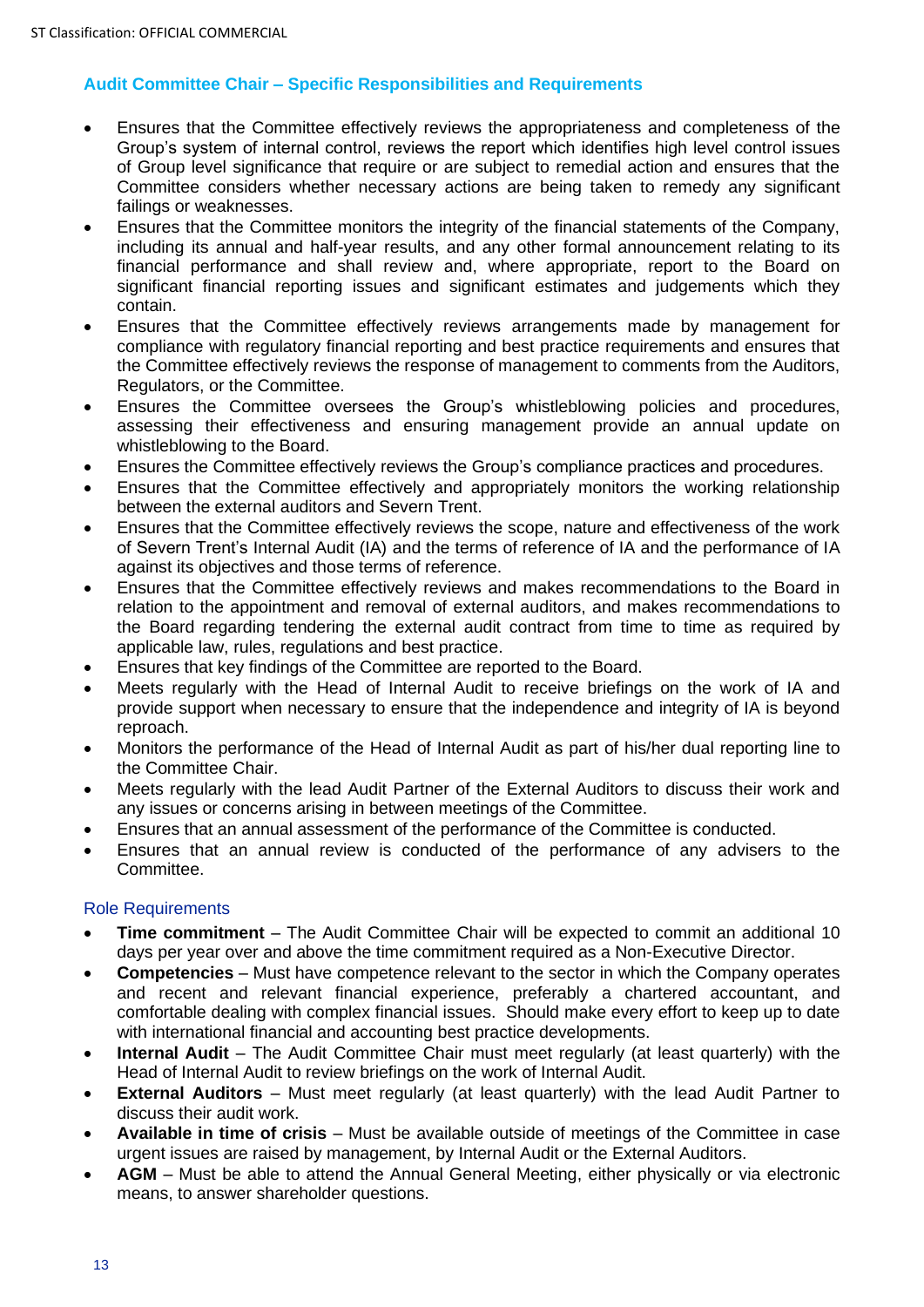## Audit Committee Chair – Specific Responsibilities and Requirements

- Ensures that the Committee effectively reviews the appropriateness and completeness of the Group's system of internal control, reviews the report which identifies high level control issues of Group level significance that require or are subject to remedial action and ensures that the Committee considers whether necessary actions are being taken to remedy any significant failings or weaknesses.
- Ensures that the Committee monitors the integrity of the financial statements of the Company, including its annual and half-year results, and any other formal announcement relating to its financial performance and shall review and, where appropriate, report to the Board on significant financial reporting issues and significant estimates and judgements which they contain.
- Ensures that the Committee effectively reviews arrangements made by management for compliance with regulatory financial reporting and best practice requirements and ensures that the Committee effectively reviews the response of management to comments from the Auditors, Regulators, or the Committee.
- Ensures the Committee oversees the Group's whistleblowing policies and procedures, assessing their effectiveness and ensuring management provide an annual update on whistleblowing to the Board.
- Ensures the Committee effectively reviews the Group's compliance practices and procedures.
- Ensures that the Committee effectively and appropriately monitors the working relationship between the external auditors and Severn Trent.
- Ensures that the Committee effectively reviews the scope, nature and effectiveness of the work of Severn Trent's Internal Audit (IA) and the terms of reference of IA and the performance of IA against its objectives and those terms of reference.
- Ensures that the Committee effectively reviews and makes recommendations to the Board in relation to the appointment and removal of external auditors, and makes recommendations to the Board regarding tendering the external audit contract from time to time as required by applicable law, rules, regulations and best practice.
- Ensures that key findings of the Committee are reported to the Board.
- Meets regularly with the Head of Internal Audit to receive briefings on the work of IA and provide support when necessary to ensure that the independence and integrity of IA is beyond reproach.
- Monitors the performance of the Head of Internal Audit as part of his/her dual reporting line to the Committee Chair.
- Meets regularly with the lead Audit Partner of the External Auditors to discuss their work and any issues or concerns arising in between meetings of the Committee.
- Ensures that an annual assessment of the performance of the Committee is conducted.
- Ensures that an annual review is conducted of the performance of any advisers to the Committee.

### Role Requirements

- **Time commitment** – The Audit Committee Chair will be expected to commit an additional 10 days per year over and above the time commitment required as a Non-Executive Director.
- **Competencies** – Must have competence relevant to the sector in which the Company operates and recent and relevant financial experience, preferably a chartered accountant, and comfortable dealing with complex financial issues. Should make every effort to keep up to date with international financial and accounting best practice developments.
- **Internal Audit** – The Audit Committee Chair must meet regularly (at least quarterly) with the Head of Internal Audit to review briefings on the work of Internal Audit.
- **External Auditors** – Must meet regularly (at least quarterly) with the lead Audit Partner to discuss their audit work.
- **Available in time of crisis** – Must be available outside of meetings of the Committee in case urgent issues are raised by management, by Internal Audit or the External Auditors.
- **AGM** – Must be able to attend the Annual General Meeting, either physically or via electronic means, to answer shareholder questions.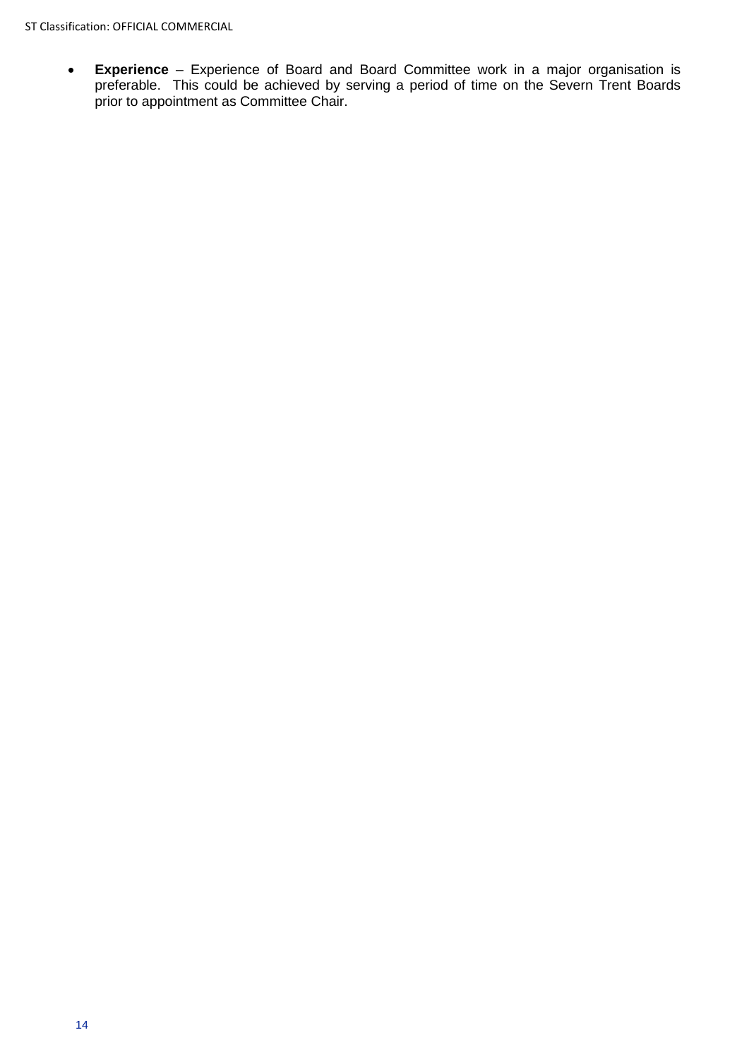- **Experience** – Experience of Board and Board Committee work in a major organisation is preferable. This could be achieved by serving a period of time on the Severn Trent Boards prior to appointment as Committee Chair.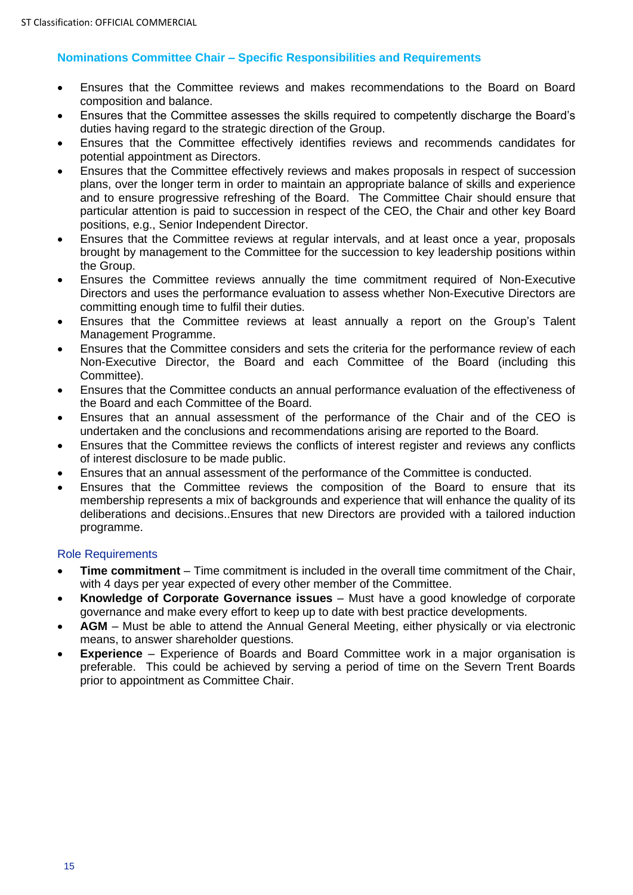## Nominations Committee Chair – Specific Responsibilities and Requirements

- Ensures that the Committee reviews and makes recommendations to the Board on Board composition and balance.
- Ensures that the Committee assesses the skills required to competently discharge the Board's duties having regard to the strategic direction of the Group.
- Ensures that the Committee effectively identifies reviews and recommends candidates for potential appointment as Directors.
- Ensures that the Committee effectively reviews and makes proposals in respect of succession plans, over the longer term in order to maintain an appropriate balance of skills and experience and to ensure progressive refreshing of the Board. The Committee Chair should ensure that particular attention is paid to succession in respect of the CEO, the Chair and other key Board positions, e.g., Senior Independent Director.
- Ensures that the Committee reviews at regular intervals, and at least once a year, proposals brought by management to the Committee for the succession to key leadership positions within the Group.
- Ensures the Committee reviews annually the time commitment required of Non-Executive Directors and uses the performance evaluation to assess whether Non-Executive Directors are committing enough time to fulfil their duties.
- Ensures that the Committee reviews at least annually a report on the Group's Talent Management Programme.
- Ensures that the Committee considers and sets the criteria for the performance review of each Non-Executive Director, the Board and each Committee of the Board (including this Committee).
- Ensures that the Committee conducts an annual performance evaluation of the effectiveness of the Board and each Committee of the Board.
- Ensures that an annual assessment of the performance of the Chair and of the CEO is undertaken and the conclusions and recommendations arising are reported to the Board.
- Ensures that the Committee reviews the conflicts of interest register and reviews any conflicts of interest disclosure to be made public.
- Ensures that an annual assessment of the performance of the Committee is conducted.
- Ensures that the Committee reviews the composition of the Board to ensure that its membership represents a mix of backgrounds and experience that will enhance the quality of its deliberations and decisions..Ensures that new Directors are provided with a tailored induction programme.

### Role Requirements

- **Time commitment** – Time commitment is included in the overall time commitment of the Chair, with 4 days per year expected of every other member of the Committee.
- **Knowledge of Corporate Governance issues** – Must have a good knowledge of corporate governance and make every effort to keep up to date with best practice developments.
- **AGM** – Must be able to attend the Annual General Meeting, either physically or via electronic means, to answer shareholder questions.
- **Experience** – Experience of Boards and Board Committee work in a major organisation is preferable. This could be achieved by serving a period of time on the Severn Trent Boards prior to appointment as Committee Chair.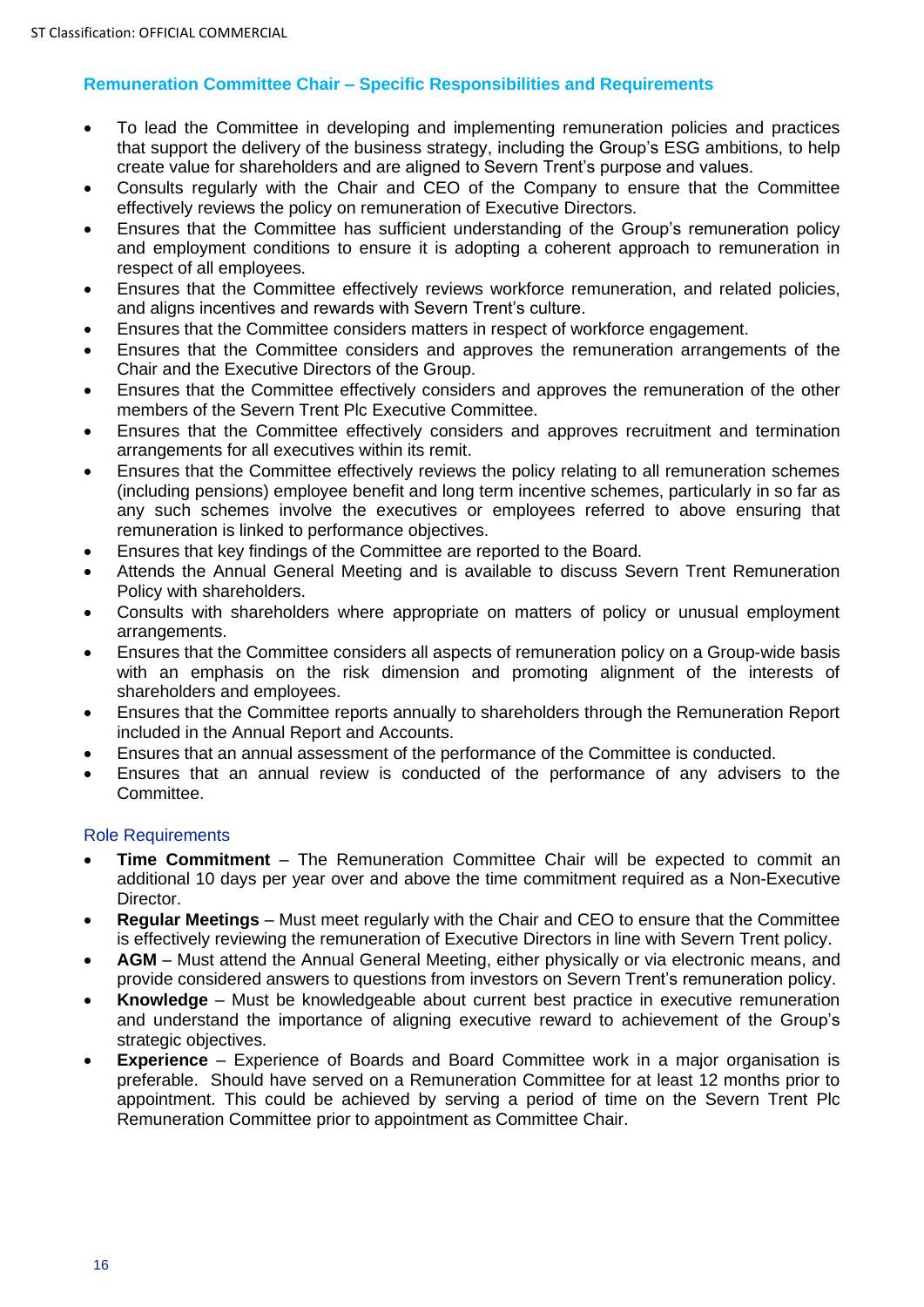## Remuneration Committee Chair – Specific Responsibilities and Requirements

- To lead the Committee in developing and implementing remuneration policies and practices that support the delivery of the business strategy, including the Group's ESG ambitions, to help create value for shareholders and are aligned to Severn Trent's purpose and values.
- Consults regularly with the Chair and CEO of the Company to ensure that the Committee effectively reviews the policy on remuneration of Executive Directors.
- Ensures that the Committee has sufficient understanding of the Group's remuneration policy and employment conditions to ensure it is adopting a coherent approach to remuneration in respect of all employees.
- Ensures that the Committee effectively reviews workforce remuneration, and related policies, and aligns incentives and rewards with Severn Trent's culture.
- Ensures that the Committee considers matters in respect of workforce engagement.
- Ensures that the Committee considers and approves the remuneration arrangements of the Chair and the Executive Directors of the Group.
- Ensures that the Committee effectively considers and approves the remuneration of the other members of the Severn Trent Plc Executive Committee.
- Ensures that the Committee effectively considers and approves recruitment and termination arrangements for all executives within its remit.
- Ensures that the Committee effectively reviews the policy relating to all remuneration schemes (including pensions) employee benefit and long term incentive schemes, particularly in so far as any such schemes involve the executives or employees referred to above ensuring that remuneration is linked to performance objectives.
- Ensures that key findings of the Committee are reported to the Board.
- Attends the Annual General Meeting and is available to discuss Severn Trent Remuneration Policy with shareholders.
- Consults with shareholders where appropriate on matters of policy or unusual employment arrangements.
- Ensures that the Committee considers all aspects of remuneration policy on a Group-wide basis with an emphasis on the risk dimension and promoting alignment of the interests of shareholders and employees.
- Ensures that the Committee reports annually to shareholders through the Remuneration Report included in the Annual Report and Accounts.
- Ensures that an annual assessment of the performance of the Committee is conducted.
- Ensures that an annual review is conducted of the performance of any advisers to the Committee.

### Role Requirements

- **Time Commitment** – The Remuneration Committee Chair will be expected to commit an additional 10 days per year over and above the time commitment required as a Non-Executive Director.
- **Regular Meetings** – Must meet regularly with the Chair and CEO to ensure that the Committee is effectively reviewing the remuneration of Executive Directors in line with Severn Trent policy.
- **AGM** – Must attend the Annual General Meeting, either physically or via electronic means, and provide considered answers to questions from investors on Severn Trent's remuneration policy.
- **Knowledge** – Must be knowledgeable about current best practice in executive remuneration and understand the importance of aligning executive reward to achievement of the Group's strategic objectives.
- **Experience** – Experience of Boards and Board Committee work in a major organisation is preferable. Should have served on a Remuneration Committee for at least 12 months prior to appointment. This could be achieved by serving a period of time on the Severn Trent Plc Remuneration Committee prior to appointment as Committee Chair.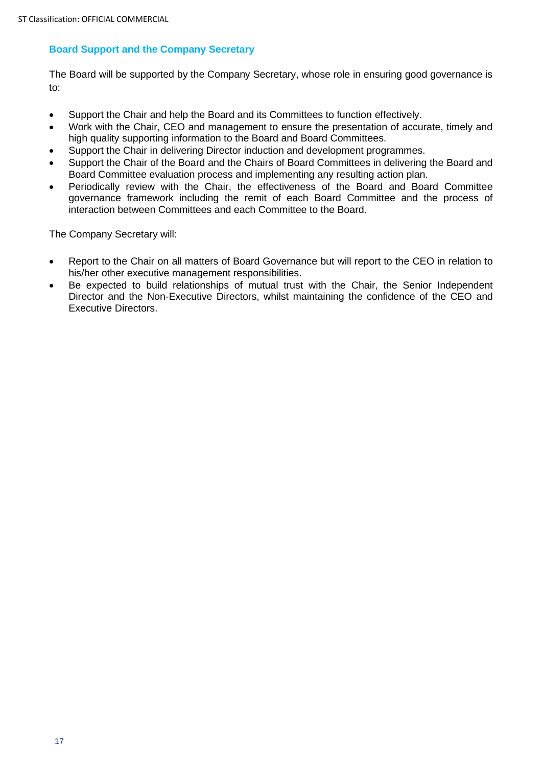## Board Support and the Company Secretary

The Board will be supported by the Company Secretary, whose role in ensuring good governance is to:

- Support the Chair and help the Board and its Committees to function effectively.
- Work with the Chair, CEO and management to ensure the presentation of accurate, timely and high quality supporting information to the Board and Board Committees.
- Support the Chair in delivering Director induction and development programmes.
- Support the Chair of the Board and the Chairs of Board Committees in delivering the Board and Board Committee evaluation process and implementing any resulting action plan.
- Periodically review with the Chair, the effectiveness of the Board and Board Committee governance framework including the remit of each Board Committee and the process of interaction between Committees and each Committee to the Board.

The Company Secretary will:

- Report to the Chair on all matters of Board Governance but will report to the CEO in relation to his/her other executive management responsibilities.
- Be expected to build relationships of mutual trust with the Chair, the Senior Independent Director and the Non-Executive Directors, whilst maintaining the confidence of the CEO and Executive Directors.